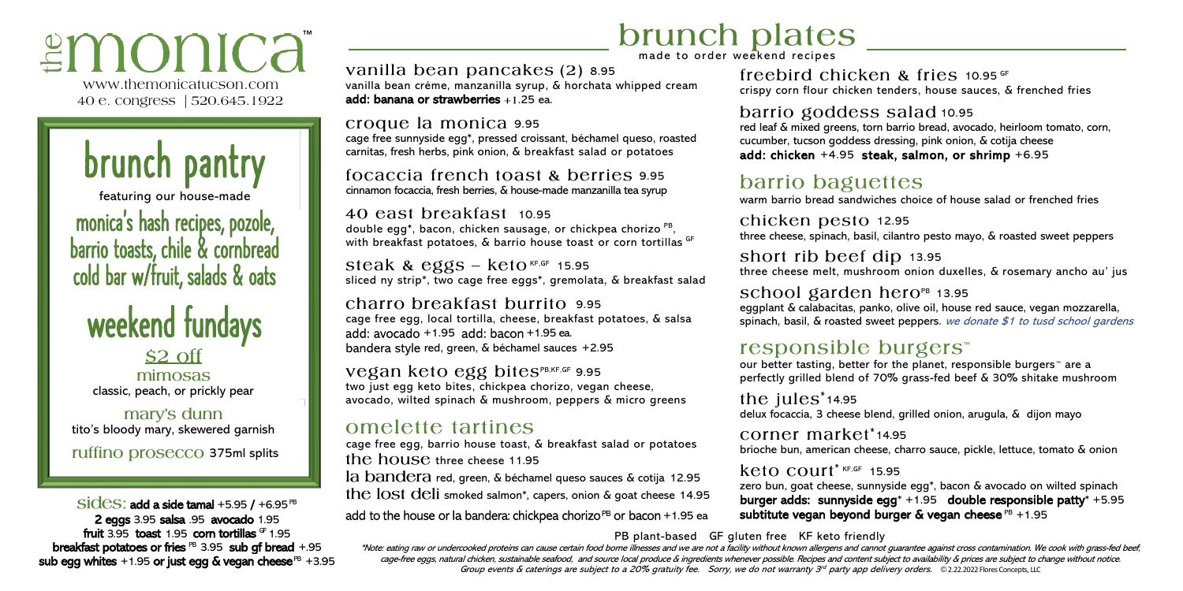# the monica™

www.themonicatucson.com
40 e. congress | 520.645.1922

# brunch pantry

featuring our house-made

**monica's hash recipes, pozole, barrio toasts, chile & cornbread cold bar w/fruit, salads & oats**

# weekend fundays

**$2 off**

**mimosas**
classic, peach, or prickly pear

**mary's dunn**
tito's bloody mary, skewered garnish

**ruffino prosecco** 375ml splits

**sides: add a side tamal** +5.95 / +6.95 PB
**2 eggs** 3.95 **salsa** .95 **avocado** 1.95
**fruit** 3.95 **toast** 1.95 **corn tortillas** GF 1.95
**breakfast potatoes or fries** PB 3.95 **sub gf bread** +.95
**sub egg whites** +1.95 **or just egg & vegan cheese** PB +3.95

# brunch plates

made to order weekend recipes

### vanilla bean pancakes (2) 8.95

vanilla bean créme, manzanilla syrup, & horchata whipped cream
**add: banana or strawberries** +1.25 ea.

### croque la monica 9.95

cage free sunnyside egg*, pressed croissant, béchamel queso, roasted carnitas, fresh herbs, pink onion, & breakfast salad or potatoes

### focaccia french toast & berries 9.95

cinnamon focaccia, fresh berries, & house-made manzanilla tea syrup

### 40 east breakfast 10.95

double egg*, bacon, chicken sausage, or chickpea chorizo PB, with breakfast potatoes, & barrio house toast or corn tortillas GF

### steak & eggs – keto KF,GF 15.95

sliced ny strip*, two cage free eggs*, gremolata, & breakfast salad

### charro breakfast burrito 9.95

cage free egg, local tortilla, cheese, breakfast potatoes, & salsa
add: avocado +1.95 add: bacon +1.95 ea.
bandera style red, green, & béchamel sauces +2.95

### vegan keto egg bites PB,KF,GF 9.95

two just egg keto bites, chickpea chorizo, vegan cheese, avocado, wilted spinach & mushroom, peppers & micro greens

## omelette tartines

cage free egg, barrio house toast, & breakfast salad or potatoes

**the house** three cheese 11.95

**la bandera** red, green, & béchamel queso sauces & cotija 12.95

**the lost deli** smoked salmon*, capers, onion & goat cheese 14.95

add to the house or la bandera: chickpea chorizo PB or bacon +1.95 ea

### freebird chicken & fries 10.95 GF

crispy corn flour chicken tenders, house sauces, & frenched fries

### barrio goddess salad 10.95

red leaf & mixed greens, torn barrio bread, avocado, heirloom tomato, corn, cucumber, tucson goddess dressing, pink onion, & cotija cheese
**add: chicken** +4.95 **steak, salmon, or shrimp** +6.95

## barrio baguettes

warm barrio bread sandwiches choice of house salad or frenched fries

### chicken pesto 12.95

three cheese, spinach, basil, cilantro pesto mayo, & roasted sweet peppers

### short rib beef dip 13.95

three cheese melt, mushroom onion duxelles, & rosemary ancho au' jus

### school garden hero PB 13.95

eggplant & calabacitas, panko, olive oil, house red sauce, vegan mozzarella, spinach, basil, & roasted sweet peppers. *we donate $1 to tusd school gardens*

## responsible burgers™

our better tasting, better for the planet, responsible burgers™ are a perfectly grilled blend of 70% grass-fed beef & 30% shitake mushroom

### the jules* 14.95

delux focaccia, 3 cheese blend, grilled onion, arugula, & dijon mayo

### corner market* 14.95

brioche bun, american cheese, charro sauce, pickle, lettuce, tomato & onion

### keto court* KF,GF 15.95

zero bun, goat cheese, sunnyside egg*, bacon & avocado on wilted spinach
**burger adds: sunnyside egg*** +1.95 **double responsible patty*** +5.95
**subtitute vegan beyond burger & vegan cheese** PB +1.95

PB plant-based GF gluten free KF keto friendly

*\*Note: eating raw or undercooked proteins can cause certain food borne illnesses and we are not a facility without known allergens and cannot guarantee against cross contamination. We cook with grass-fed beef, cage-free eggs, natural chicken, sustainable seafood, and source local produce & ingredients whenever possible. Recipes and content subject to availability & prices are subject to change without notice. Group events & caterings are subject to a 20% gratuity fee. Sorry, we do not warranty 3rd party app delivery orders.* © 2.22.2022 Flores Concepts, LLC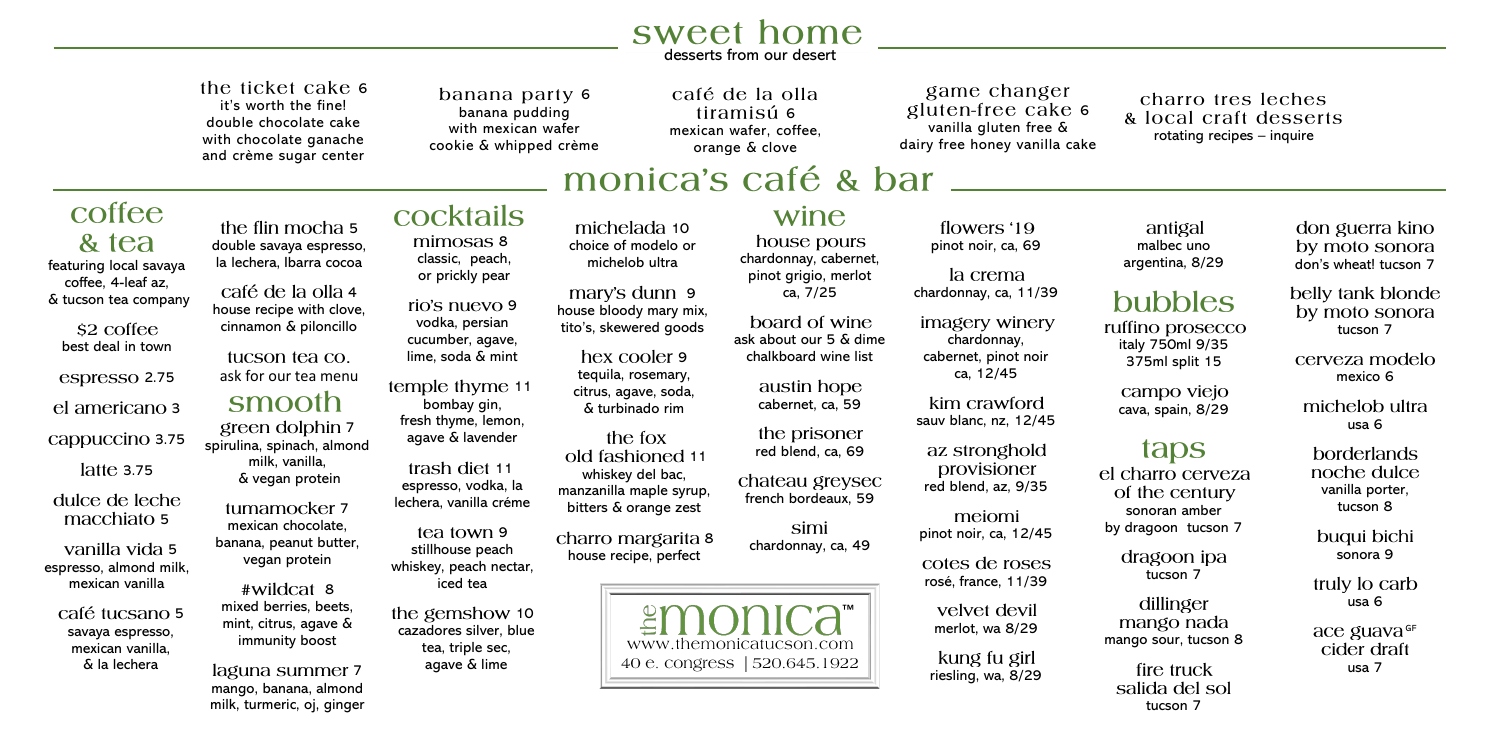# sweet home

desserts from our desert

**the ticket cake 6**
it's worth the fine!
double chocolate cake
with chocolate ganache
and crème sugar center

**banana party 6**
banana pudding
with mexican wafer
cookie & whipped crème

**café de la olla tiramisú 6**
mexican wafer, coffee,
orange & clove

**game changer gluten-free cake 6**
vanilla gluten free &
dairy free honey vanilla cake

**charro tres leches & local craft desserts**
rotating recipes – inquire

# monica's café & bar

## coffee & tea

featuring local savaya coffee, 4-leaf az, & tucson tea company

**$2 coffee**
best deal in town

**espresso 2.75**

**el americano 3**

**cappuccino 3.75**

**latte 3.75**

**dulce de leche macchiato 5**

**vanilla vida 5**
espresso, almond milk, mexican vanilla

**café tucsano 5**
savaya espresso, mexican vanilla, & la lechera

**the flin mocha 5**
double savaya espresso, la lechera, Ibarra cocoa

**café de la olla 4**
house recipe with clove, cinnamon & piloncillo

**tucson tea co.**
ask for our tea menu

## smooth

**green dolphin 7**
spirulina, spinach, almond milk, vanilla, & vegan protein

**tumamocker 7**
mexican chocolate, banana, peanut butter, vegan protein

**#wildcat 8**
mixed berries, beets, mint, citrus, agave & immunity boost

**laguna summer 7**
mango, banana, almond milk, turmeric, oj, ginger

## cocktails

**mimosas 8**
classic, peach, or prickly pear

**rio's nuevo 9**
vodka, persian cucumber, agave, lime, soda & mint

**temple thyme 11**
bombay gin, fresh thyme, lemon, agave & lavender

**trash diet 11**
espresso, vodka, la lechera, vanilla créme

**tea town 9**
stillhouse peach whiskey, peach nectar, iced tea

**the gemshow 10**
cazadores silver, blue tea, triple sec, agave & lime

**michelada 10**
choice of modelo or michelob ultra

**mary's dunn 9**
house bloody mary mix, tito's, skewered goods

**hex cooler 9**
tequila, rosemary, citrus, agave, soda, & turbinado rim

**the fox old fashioned 11**
whiskey del bac, manzanilla maple syrup, bitters & orange zest

**charro margarita 8**
house recipe, perfect

## wine

**house pours**
chardonnay, cabernet, pinot grigio, merlot
ca, 7/25

**board of wine**
ask about our 5 & dime chalkboard wine list

**austin hope**
cabernet, ca, 59

**the prisoner**
red blend, ca, 69

**chateau greysec**
french bordeaux, 59

**simi**
chardonnay, ca, 49

**flowers '19**
pinot noir, ca, 69

**la crema**
chardonnay, ca, 11/39

**imagery winery**
chardonnay, cabernet, pinot noir
ca, 12/45

**kim crawford**
sauv blanc, nz, 12/45

**az stronghold provisioner**
red blend, az, 9/35

**meiomi**
pinot noir, ca, 12/45

**cotes de roses**
rosé, france, 11/39

**velvet devil**
merlot, wa 8/29

**kung fu girl**
riesling, wa, 8/29

**antigal**
malbec uno
argentina, 8/29

## bubbles

**ruffino prosecco**
italy 750ml 9/35
375ml split 15

**campo viejo**
cava, spain, 8/29

## taps

**el charro cerveza of the century**
sonoran amber
by dragoon tucson 7

**dragoon ipa**
tucson 7

**dillinger mango nada**
mango sour, tucson 8

**fire truck salida del sol**
tucson 7

**don guerra kino by moto sonora**
don's wheat! tucson 7

**belly tank blonde by moto sonora**
tucson 7

**cerveza modelo**
mexico 6

**michelob ultra**
usa 6

**borderlands noche dulce**
vanilla porter, tucson 8

**buqui bichi**
sonora 9

**truly lo carb**
usa 6

**ace guava[GF] cider draft**
usa 7

the monica™
www.themonicatucson.com
40 e. congress | 520.645.1922